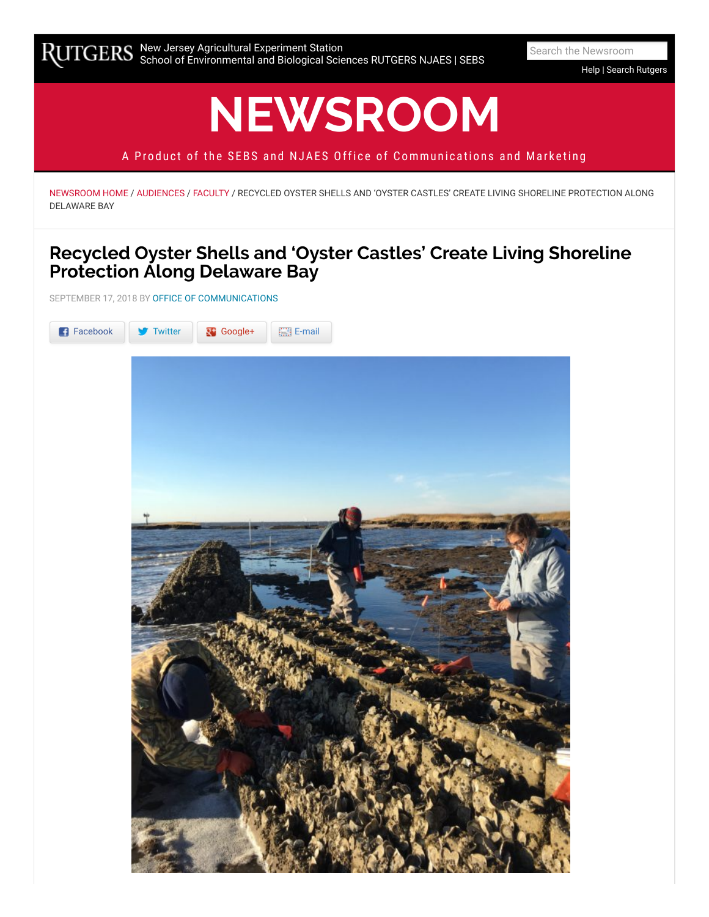RUTGERS New Jersey Agricultural Experiment Station
School of Environmental and Biological Sciences RUTGERS NJAES | SEBS

# NEWSROOM

A Product of the SEBS and NJAES Office of Communications and Marketing

NEWSROOM HOME / AUDIENCES / FACULTY / RECYCLED OYSTER SHELLS AND 'OYSTER CASTLES' CREATE LIVING SHORELINE PROTECTION ALONG DELAWARE BAY

# Recycled Oyster Shells and 'Oyster Castles' Create Living Shoreline Protection Along Delaware Bay

SEPTEMBER 17, 2018 BY OFFICE OF COMMUNICATIONS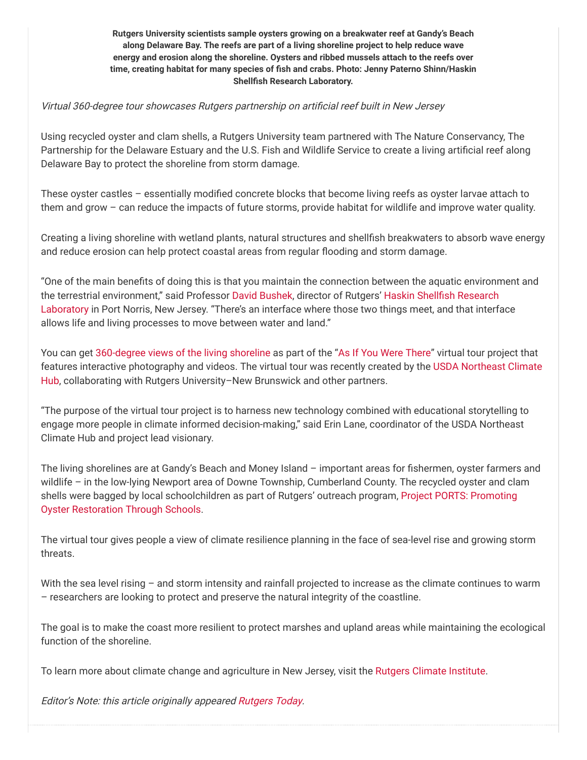**Rutgers University scientists sample oysters growing on a breakwater reef at Gandy's Beach along Delaware Bay. The reefs are part of a living shoreline project to help reduce wave energy and erosion along the shoreline. Oysters and ribbed mussels attach to the reefs over time, creating habitat for many species of fish and crabs. Photo: Jenny Paterno Shinn/Haskin Shellfish Research Laboratory.**

*Virtual 360-degree tour showcases Rutgers partnership on artificial reef built in New Jersey*

Using recycled oyster and clam shells, a Rutgers University team partnered with The Nature Conservancy, The Partnership for the Delaware Estuary and the U.S. Fish and Wildlife Service to create a living artificial reef along Delaware Bay to protect the shoreline from storm damage.

These oyster castles – essentially modified concrete blocks that become living reefs as oyster larvae attach to them and grow – can reduce the impacts of future storms, provide habitat for wildlife and improve water quality.

Creating a living shoreline with wetland plants, natural structures and shellfish breakwaters to absorb wave energy and reduce erosion can help protect coastal areas from regular flooding and storm damage.

"One of the main benefits of doing this is that you maintain the connection between the aquatic environment and the terrestrial environment," said Professor David Bushek, director of Rutgers' Haskin Shellfish Research Laboratory in Port Norris, New Jersey. "There's an interface where those two things meet, and that interface allows life and living processes to move between water and land."

You can get 360-degree views of the living shoreline as part of the "As If You Were There" virtual tour project that features interactive photography and videos. The virtual tour was recently created by the USDA Northeast Climate Hub, collaborating with Rutgers University–New Brunswick and other partners.

"The purpose of the virtual tour project is to harness new technology combined with educational storytelling to engage more people in climate informed decision-making," said Erin Lane, coordinator of the USDA Northeast Climate Hub and project lead visionary.

The living shorelines are at Gandy's Beach and Money Island – important areas for fishermen, oyster farmers and wildlife – in the low-lying Newport area of Downe Township, Cumberland County. The recycled oyster and clam shells were bagged by local schoolchildren as part of Rutgers' outreach program, Project PORTS: Promoting Oyster Restoration Through Schools.

The virtual tour gives people a view of climate resilience planning in the face of sea-level rise and growing storm threats.

With the sea level rising – and storm intensity and rainfall projected to increase as the climate continues to warm – researchers are looking to protect and preserve the natural integrity of the coastline.

The goal is to make the coast more resilient to protect marshes and upland areas while maintaining the ecological function of the shoreline.

To learn more about climate change and agriculture in New Jersey, visit the Rutgers Climate Institute.

*Editor's Note: this article originally appeared Rutgers Today.*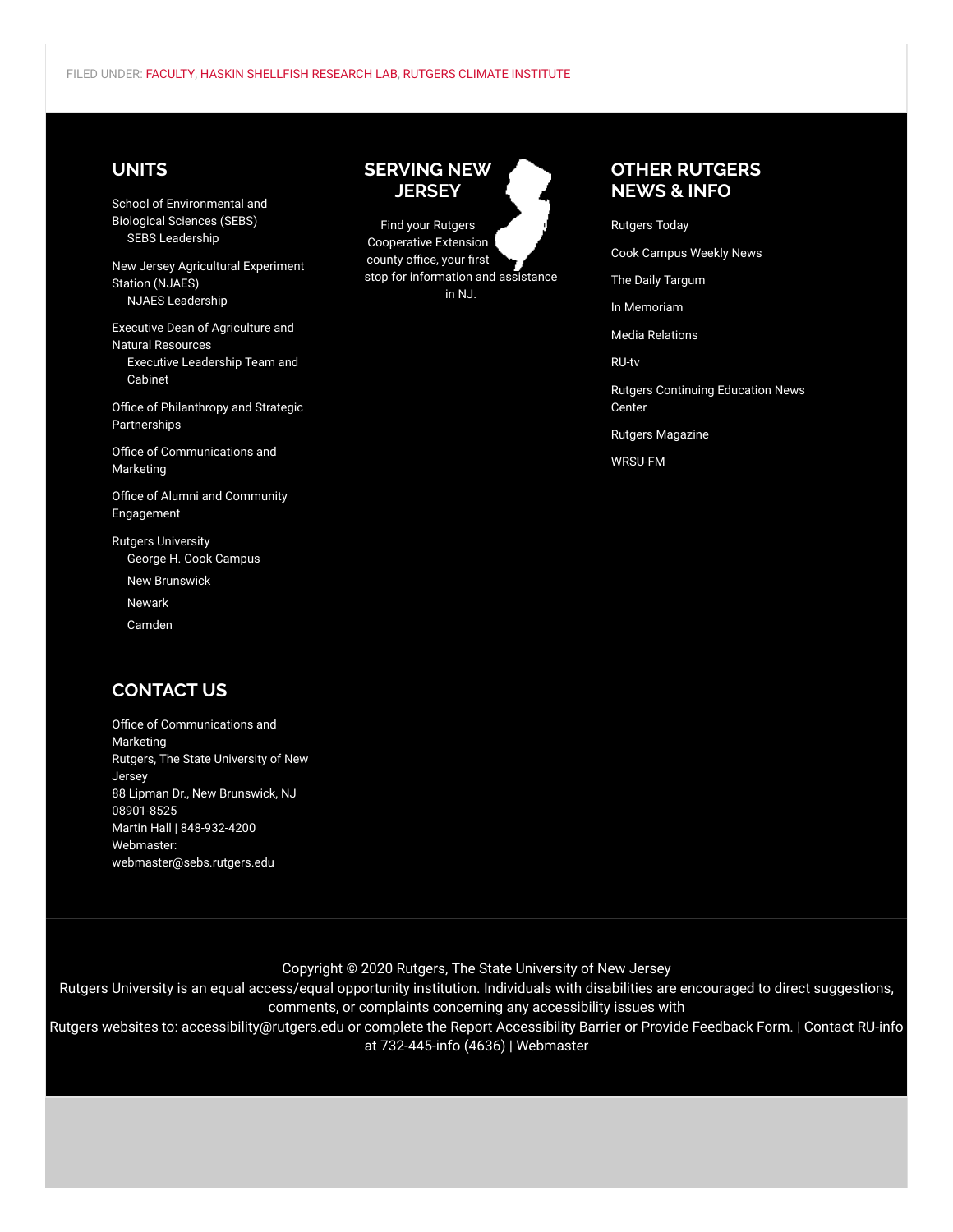FILED UNDER: FACULTY, HASKIN SHELLFISH RESEARCH LAB, RUTGERS CLIMATE INSTITUTE

## UNITS

School of Environmental and Biological Sciences (SEBS)
- SEBS Leadership

New Jersey Agricultural Experiment Station (NJAES)
- NJAES Leadership

Executive Dean of Agriculture and Natural Resources
- Executive Leadership Team and Cabinet

Office of Philanthropy and Strategic Partnerships

Office of Communications and Marketing

Office of Alumni and Community Engagement

Rutgers University
- George H. Cook Campus
- New Brunswick
- Newark
- Camden

## SERVING NEW JERSEY

Find your Rutgers Cooperative Extension county office, your first stop for information and assistance in NJ.

## OTHER RUTGERS NEWS & INFO

Rutgers Today

Cook Campus Weekly News

The Daily Targum

In Memoriam

Media Relations

RU-tv

Rutgers Continuing Education News Center

Rutgers Magazine

WRSU-FM

## CONTACT US

Office of Communications and Marketing
Rutgers, The State University of New Jersey
88 Lipman Dr., New Brunswick, NJ 08901-8525
Martin Hall | 848-932-4200
Webmaster:
webmaster@sebs.rutgers.edu

Copyright © 2020 Rutgers, The State University of New Jersey
Rutgers University is an equal access/equal opportunity institution. Individuals with disabilities are encouraged to direct suggestions, comments, or complaints concerning any accessibility issues with Rutgers websites to: accessibility@rutgers.edu or complete the Report Accessibility Barrier or Provide Feedback Form. | Contact RU-info at 732-445-info (4636) | Webmaster